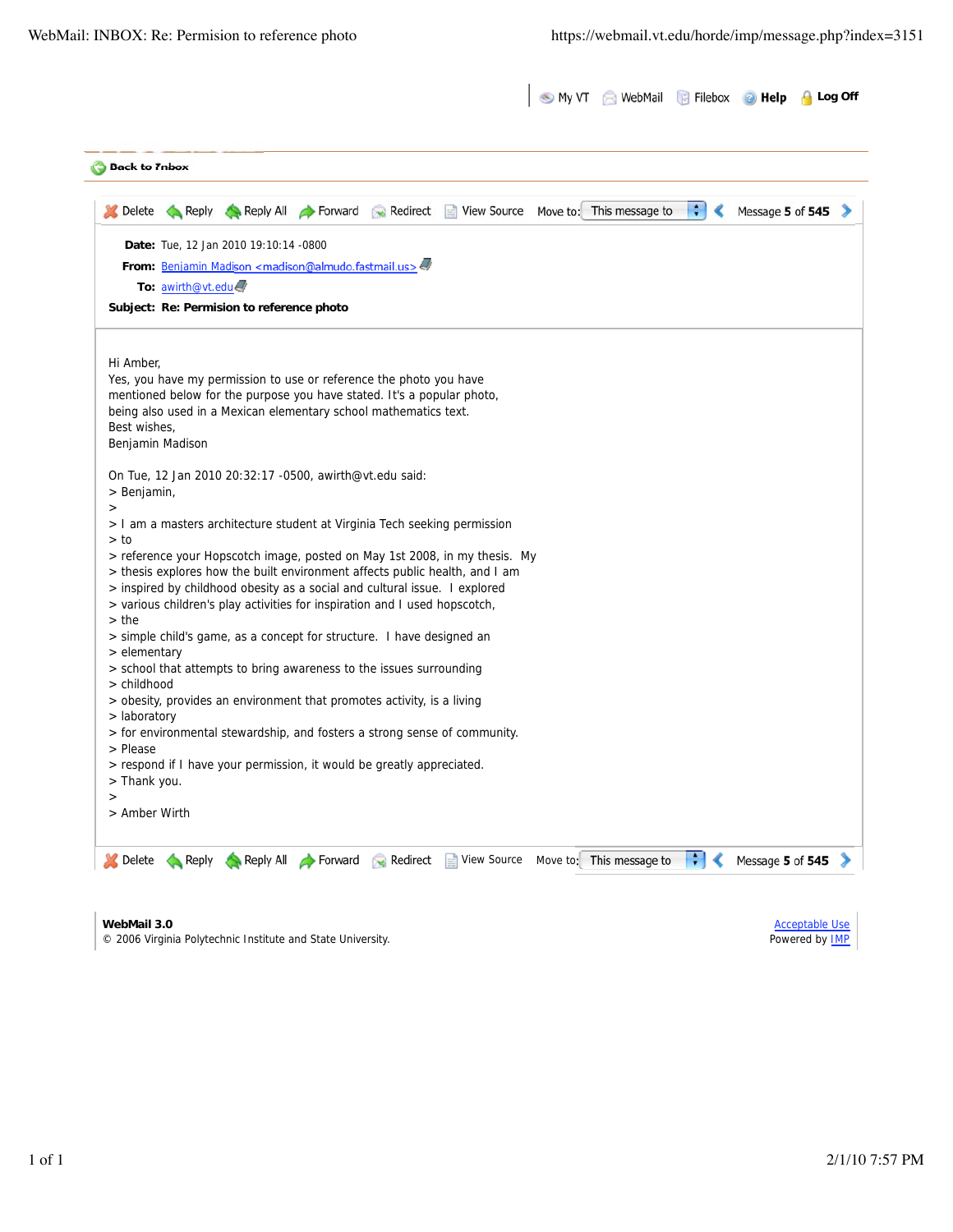WebMail: INBOX: Re: Permision to reference photo

https://webmail.vt.edu/horde/imp/message.php?index=3151

My VT | WebMail | Filebox | Help | Log Off

Back to Inbox

Delete | Reply | Reply All | Forward | Redirect | View Source | Move to: This message to | Message **5** of **545**

**Date:** Tue, 12 Jan 2010 19:10:14 -0800

**From:** Benjamin Madison <madison@almudo.fastmail.us>

**To:** awirth@vt.edu

**Subject: Re: Permision to reference photo**

Hi Amber,
Yes, you have my permission to use or reference the photo you have mentioned below for the purpose you have stated. It's a popular photo, being also used in a Mexican elementary school mathematics text.
Best wishes,
Benjamin Madison

On Tue, 12 Jan 2010 20:32:17 -0500, awirth@vt.edu said:

> Benjamin,
>
> I am a masters architecture student at Virginia Tech seeking permission
> to
> reference your Hopscotch image, posted on May 1st 2008, in my thesis. My
> thesis explores how the built environment affects public health, and I am
> inspired by childhood obesity as a social and cultural issue. I explored
> various children's play activities for inspiration and I used hopscotch,
> the
> simple child's game, as a concept for structure. I have designed an
> elementary
> school that attempts to bring awareness to the issues surrounding
> childhood
> obesity, provides an environment that promotes activity, is a living
> laboratory
> for environmental stewardship, and fosters a strong sense of community.
> Please
> respond if I have your permission, it would be greatly appreciated.
> Thank you.
>
> Amber Wirth

Delete | Reply | Reply All | Forward | Redirect | View Source | Move to: This message to | Message **5** of **545**

**WebMail 3.0**
© 2006 Virginia Polytechnic Institute and State University.

Acceptable Use
Powered by IMP

2/1/10 7:57 PM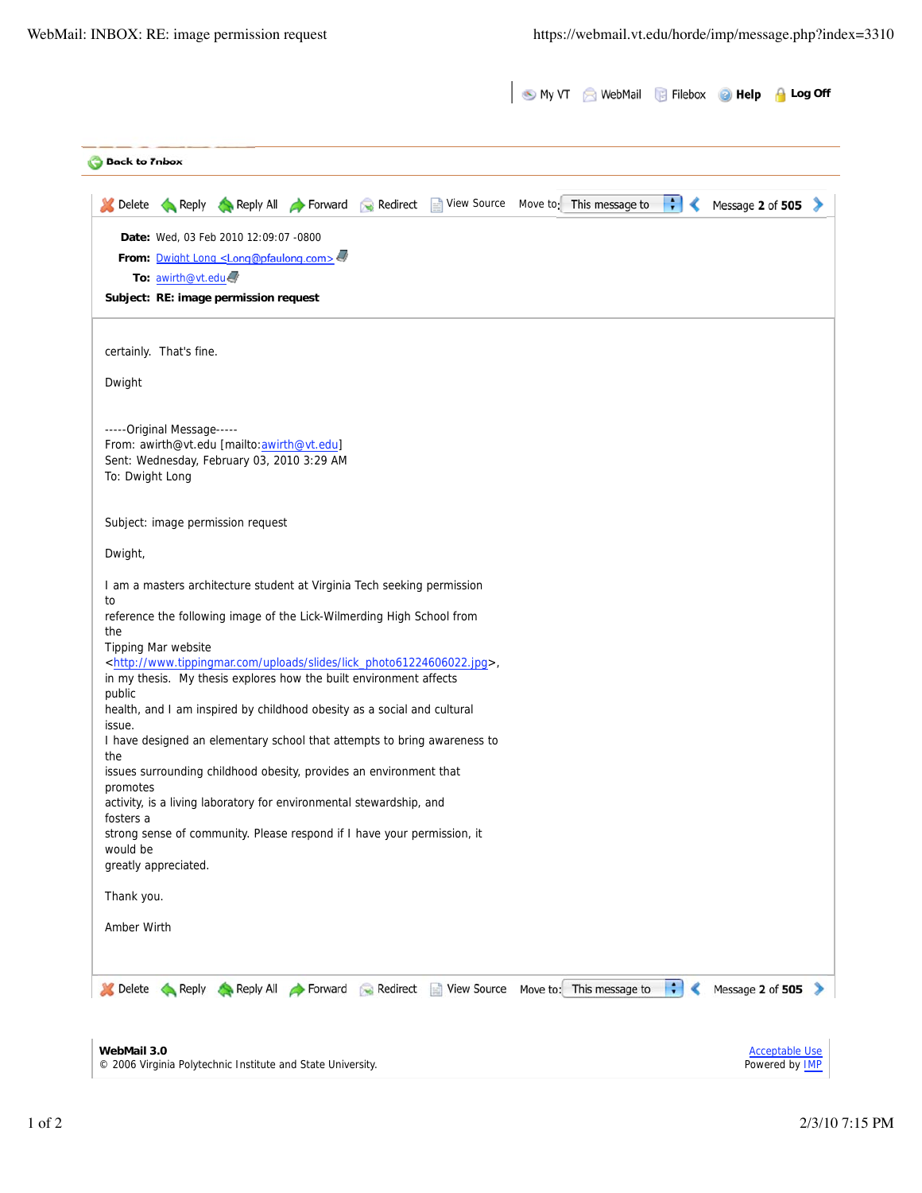**Date:** Wed, 03 Feb 2010 12:09:07 -0800

**From:** Dwight Long <Long@pfaulong.com>

**To:** awirth@vt.edu

**Subject:** RE: image permission request

certainly. That's fine.

Dwight

-----Original Message-----
From: awirth@vt.edu [mailto:awirth@vt.edu]
Sent: Wednesday, February 03, 2010 3:29 AM
To: Dwight Long

Subject: image permission request

Dwight,

I am a masters architecture student at Virginia Tech seeking permission
to
reference the following image of the Lick-Wilmerding High School from
the
Tipping Mar website
<http://www.tippingmar.com/uploads/slides/lick_photo61224606022.jpg>,
in my thesis. My thesis explores how the built environment affects
public
health, and I am inspired by childhood obesity as a social and cultural
issue.
I have designed an elementary school that attempts to bring awareness to
the
issues surrounding childhood obesity, provides an environment that
promotes
activity, is a living laboratory for environmental stewardship, and
fosters a
strong sense of community. Please respond if I have your permission, it
would be
greatly appreciated.

Thank you.

Amber Wirth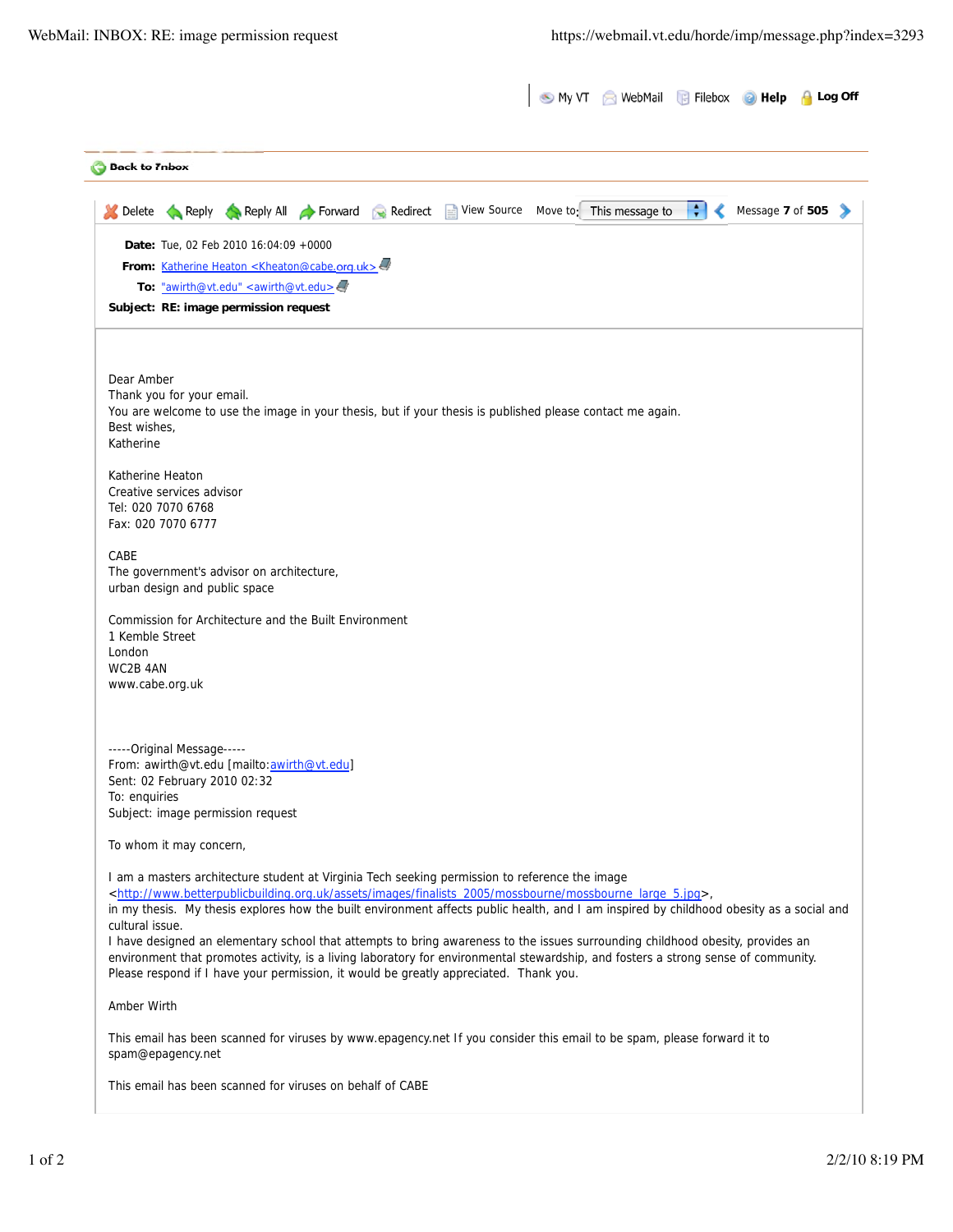Back to Inbox

Delete | Reply | Reply All | Forward | Redirect | View Source | Move to: This message to | Message **7** of **505**

**Date:** Tue, 02 Feb 2010 16:04:09 +0000
**From:** Katherine Heaton <Kheaton@cabe.org.uk>
**To:** "awirth@vt.edu" <awirth@vt.edu>
**Subject: RE: image permission request**

Dear Amber
Thank you for your email.
You are welcome to use the image in your thesis, but if your thesis is published please contact me again.
Best wishes,
Katherine

Katherine Heaton
Creative services advisor
Tel: 020 7070 6768
Fax: 020 7070 6777

CABE
The government's advisor on architecture,
urban design and public space

Commission for Architecture and the Built Environment
1 Kemble Street
London
WC2B 4AN
www.cabe.org.uk

-----Original Message-----
From: awirth@vt.edu [mailto:awirth@vt.edu]
Sent: 02 February 2010 02:32
To: enquiries
Subject: image permission request

To whom it may concern,

I am a masters architecture student at Virginia Tech seeking permission to reference the image <http://www.betterpublicbuilding.org.uk/assets/images/finalists_2005/mossbourne/mossbourne_large_5.jpg>,
in my thesis. My thesis explores how the built environment affects public health, and I am inspired by childhood obesity as a social and cultural issue.
I have designed an elementary school that attempts to bring awareness to the issues surrounding childhood obesity, provides an environment that promotes activity, is a living laboratory for environmental stewardship, and fosters a strong sense of community.
Please respond if I have your permission, it would be greatly appreciated. Thank you.

Amber Wirth

This email has been scanned for viruses by www.epagency.net If you consider this email to be spam, please forward it to spam@epagency.net

This email has been scanned for viruses on behalf of CABE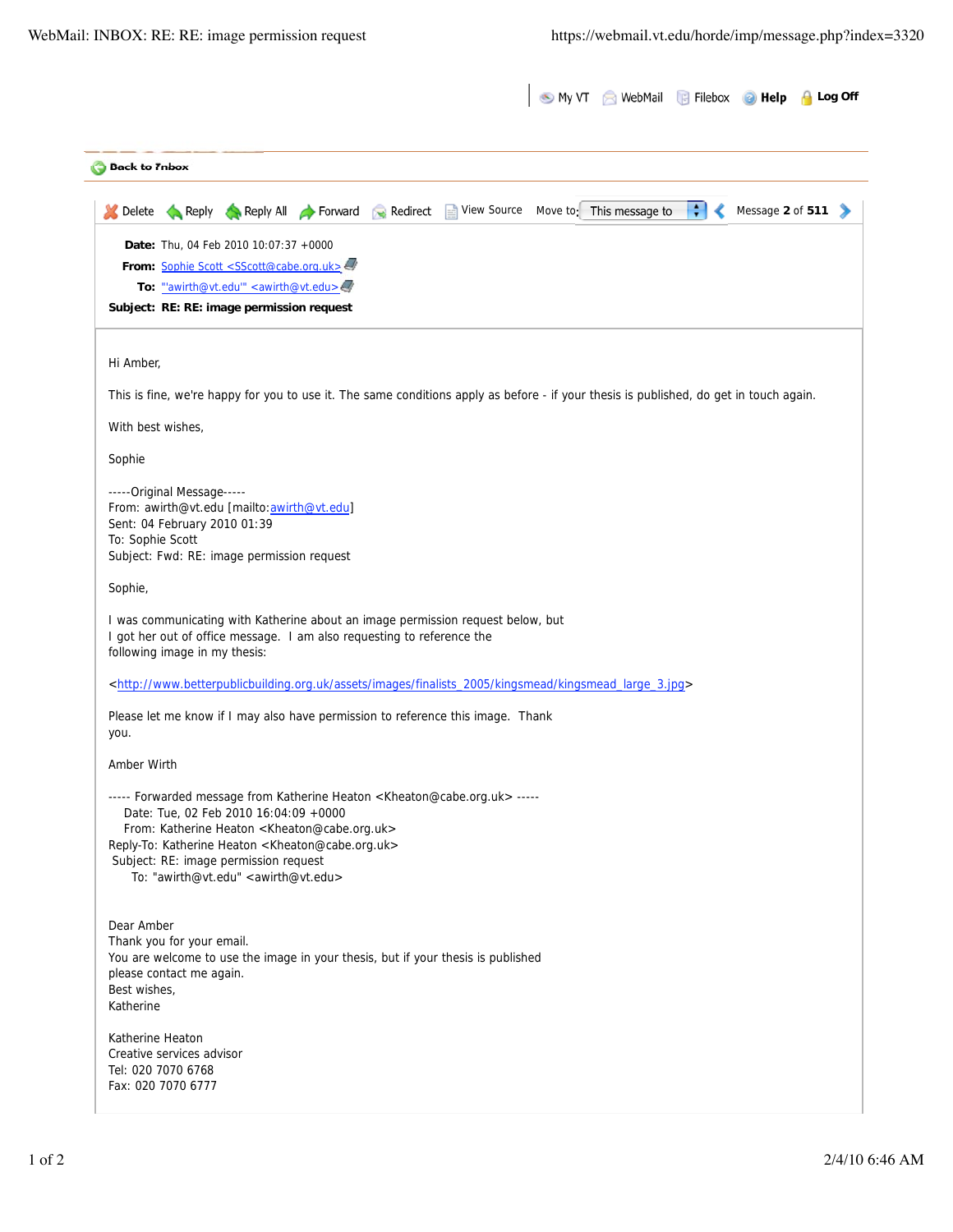WebMail: INBOX: RE: RE: image permission request

https://webmail.vt.edu/horde/imp/message.php?index=3320

My VT | WebMail | Filebox | Help | Log Off

Back to Inbox

Delete | Reply | Reply All | Forward | Redirect | View Source | Move to: This message to | Message **2** of **511**

**Date:** Thu, 04 Feb 2010 10:07:37 +0000
**From:** Sophie Scott <SScott@cabe.org.uk>
**To:** "'awirth@vt.edu'" <awirth@vt.edu>
**Subject: RE: RE: image permission request**

Hi Amber,

This is fine, we're happy for you to use it. The same conditions apply as before - if your thesis is published, do get in touch again.

With best wishes,

Sophie

-----Original Message-----
From: awirth@vt.edu [mailto:awirth@vt.edu]
Sent: 04 February 2010 01:39
To: Sophie Scott
Subject: Fwd: RE: image permission request

Sophie,

I was communicating with Katherine about an image permission request below, but
I got her out of office message.  I am also requesting to reference the
following image in my thesis:

<http://www.betterpublicbuilding.org.uk/assets/images/finalists_2005/kingsmead/kingsmead_large_3.jpg>

Please let me know if I may also have permission to reference this image.  Thank
you.

Amber Wirth

----- Forwarded message from Katherine Heaton <Kheaton@cabe.org.uk> -----
Date: Tue, 02 Feb 2010 16:04:09 +0000
From: Katherine Heaton <Kheaton@cabe.org.uk>
Reply-To: Katherine Heaton <Kheaton@cabe.org.uk>
Subject: RE: image permission request
To: "awirth@vt.edu" <awirth@vt.edu>

Dear Amber
Thank you for your email.
You are welcome to use the image in your thesis, but if your thesis is published
please contact me again.
Best wishes,
Katherine

Katherine Heaton
Creative services advisor
Tel: 020 7070 6768
Fax: 020 7070 6777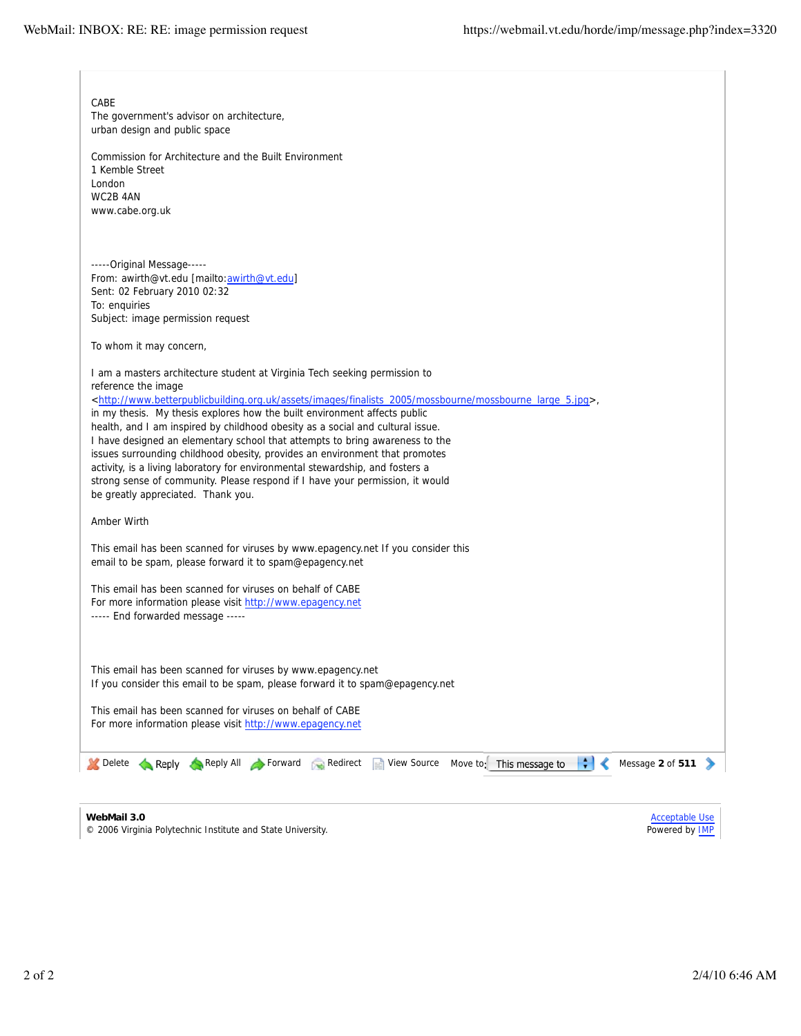CABE
The government's advisor on architecture,
urban design and public space

Commission for Architecture and the Built Environment
1 Kemble Street
London
WC2B 4AN
www.cabe.org.uk

-----Original Message-----
From: awirth@vt.edu [mailto:awirth@vt.edu]
Sent: 02 February 2010 02:32
To: enquiries
Subject: image permission request

To whom it may concern,

I am a masters architecture student at Virginia Tech seeking permission to reference the image <http://www.betterpublicbuilding.org.uk/assets/images/finalists_2005/mossbourne/mossbourne_large_5.jpg>, in my thesis. My thesis explores how the built environment affects public health, and I am inspired by childhood obesity as a social and cultural issue. I have designed an elementary school that attempts to bring awareness to the issues surrounding childhood obesity, provides an environment that promotes activity, is a living laboratory for environmental stewardship, and fosters a strong sense of community. Please respond if I have your permission, it would be greatly appreciated. Thank you.

Amber Wirth

This email has been scanned for viruses by www.epagency.net If you consider this email to be spam, please forward it to spam@epagency.net

This email has been scanned for viruses on behalf of CABE
For more information please visit http://www.epagency.net
----- End forwarded message -----

This email has been scanned for viruses by www.epagency.net
If you consider this email to be spam, please forward it to spam@epagency.net

This email has been scanned for viruses on behalf of CABE
For more information please visit http://www.epagency.net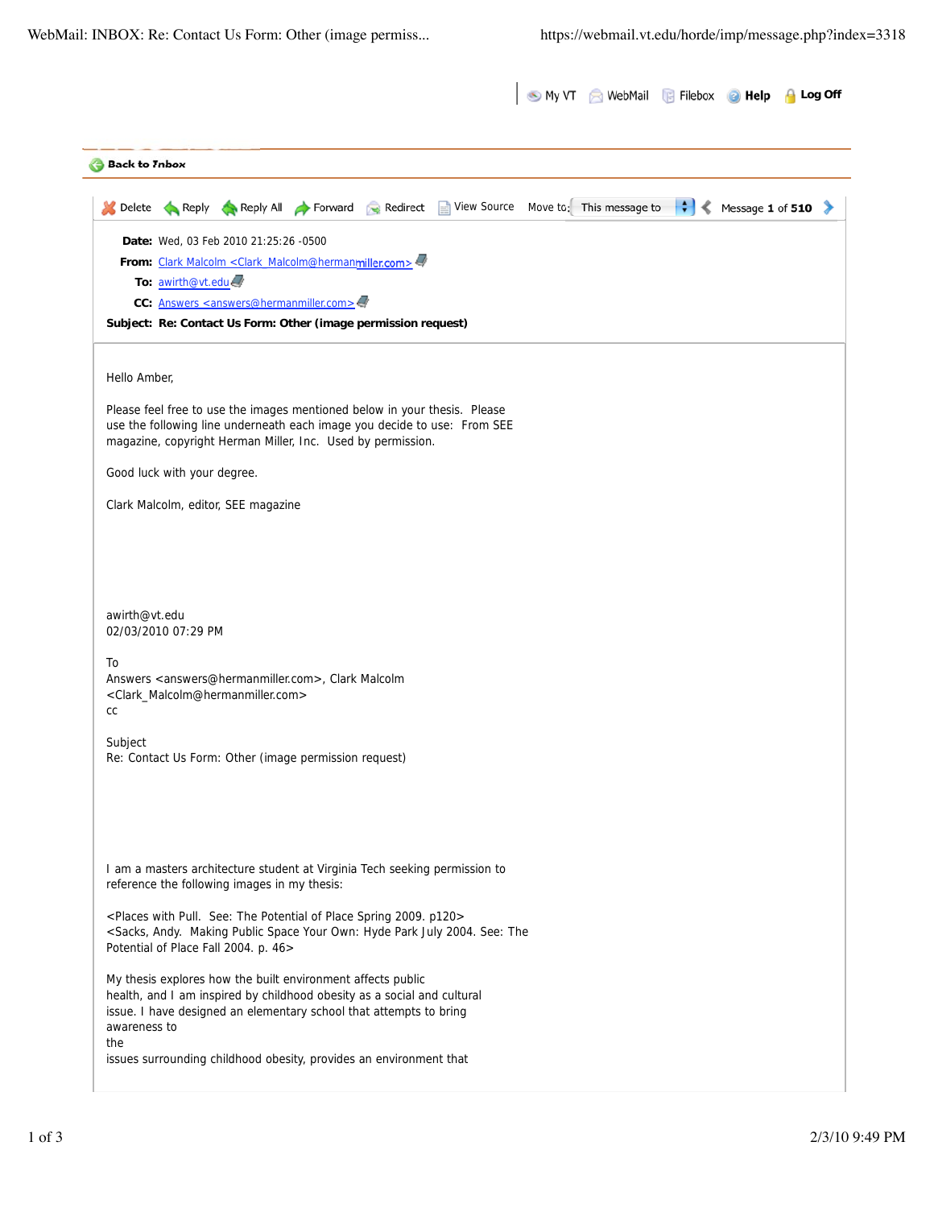Back to Inbox

Delete Reply Reply All Forward Redirect View Source Move to: This message to Message 1 of 510

**Date:** Wed, 03 Feb 2010 21:25:26 -0500
**From:** Clark Malcolm <Clark_Malcolm@hermanmiller.com>
**To:** awirth@vt.edu
**CC:** Answers <answers@hermanmiller.com>
**Subject: Re: Contact Us Form: Other (image permission request)**

Hello Amber,

Please feel free to use the images mentioned below in your thesis. Please use the following line underneath each image you decide to use: From SEE magazine, copyright Herman Miller, Inc. Used by permission.

Good luck with your degree.

Clark Malcolm, editor, SEE magazine

awirth@vt.edu
02/03/2010 07:29 PM

To
Answers <answers@hermanmiller.com>, Clark Malcolm
<Clark_Malcolm@hermanmiller.com>
cc

Subject
Re: Contact Us Form: Other (image permission request)

I am a masters architecture student at Virginia Tech seeking permission to reference the following images in my thesis:

<Places with Pull. See: The Potential of Place Spring 2009. p120>
<Sacks, Andy. Making Public Space Your Own: Hyde Park July 2004. See: The Potential of Place Fall 2004. p. 46>

My thesis explores how the built environment affects public
health, and I am inspired by childhood obesity as a social and cultural
issue. I have designed an elementary school that attempts to bring
awareness to
the
issues surrounding childhood obesity, provides an environment that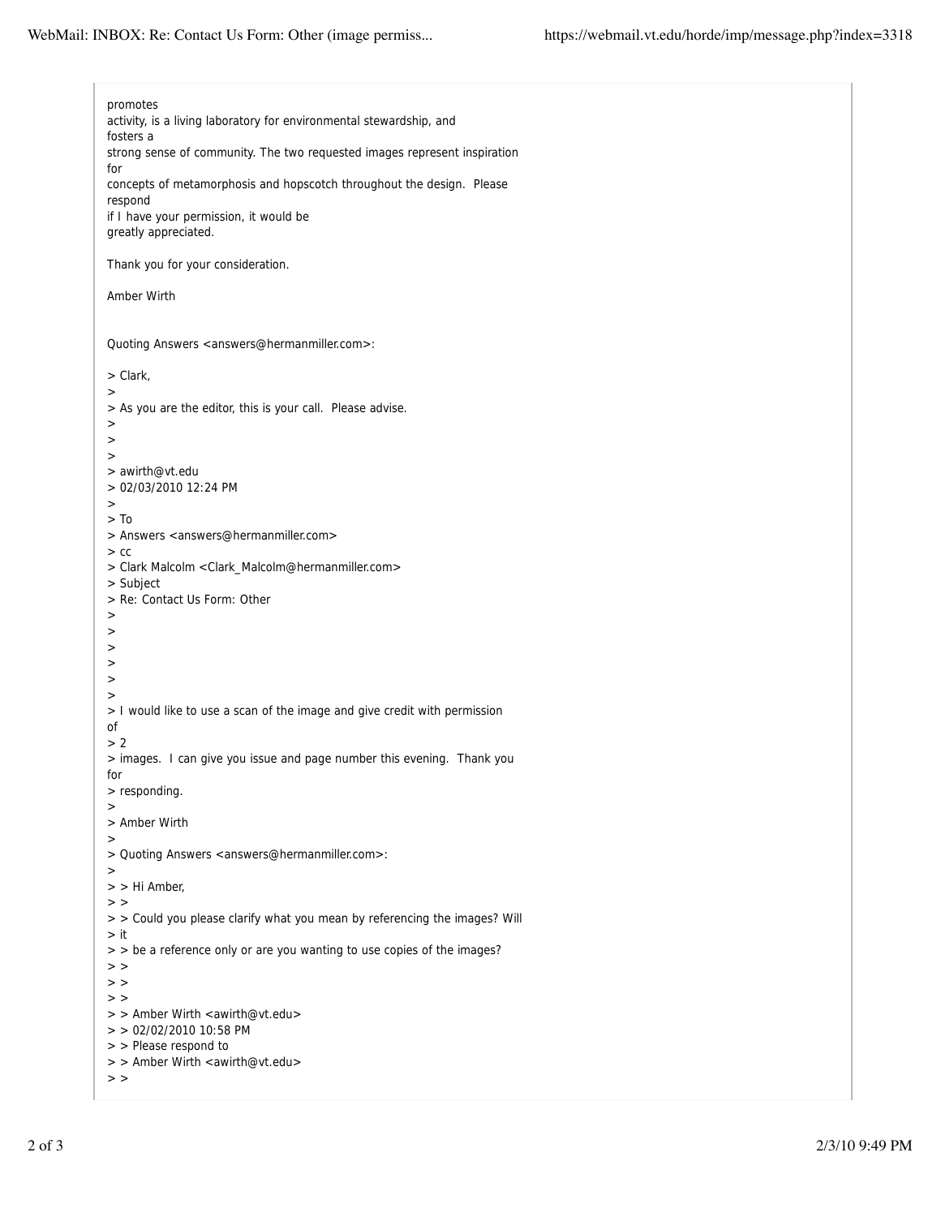promotes
activity, is a living laboratory for environmental stewardship, and
fosters a
strong sense of community. The two requested images represent inspiration
for
concepts of metamorphosis and hopscotch throughout the design.  Please
respond
if I have your permission, it would be
greatly appreciated.

Thank you for your consideration.

Amber Wirth

Quoting Answers <answers@hermanmiller.com>:

> Clark,
>
> As you are the editor, this is your call.  Please advise.
>
>
>
> awirth@vt.edu
> 02/03/2010 12:24 PM
>
> To
> Answers <answers@hermanmiller.com>
> cc
> Clark Malcolm <Clark_Malcolm@hermanmiller.com>
> Subject
> Re: Contact Us Form: Other
>
>
>
>
>
>
> I would like to use a scan of the image and give credit with permission
of
> 2
> images.  I can give you issue and page number this evening.  Thank you
for
> responding.
>
> Amber Wirth
>
> Quoting Answers <answers@hermanmiller.com>:
>
> > Hi Amber,
> >
> > Could you please clarify what you mean by referencing the images? Will
> it
> > be a reference only or are you wanting to use copies of the images?
> >
> >
> >
> > Amber Wirth <awirth@vt.edu>
> > 02/02/2010 10:58 PM
> > Please respond to
> > Amber Wirth <awirth@vt.edu>
> >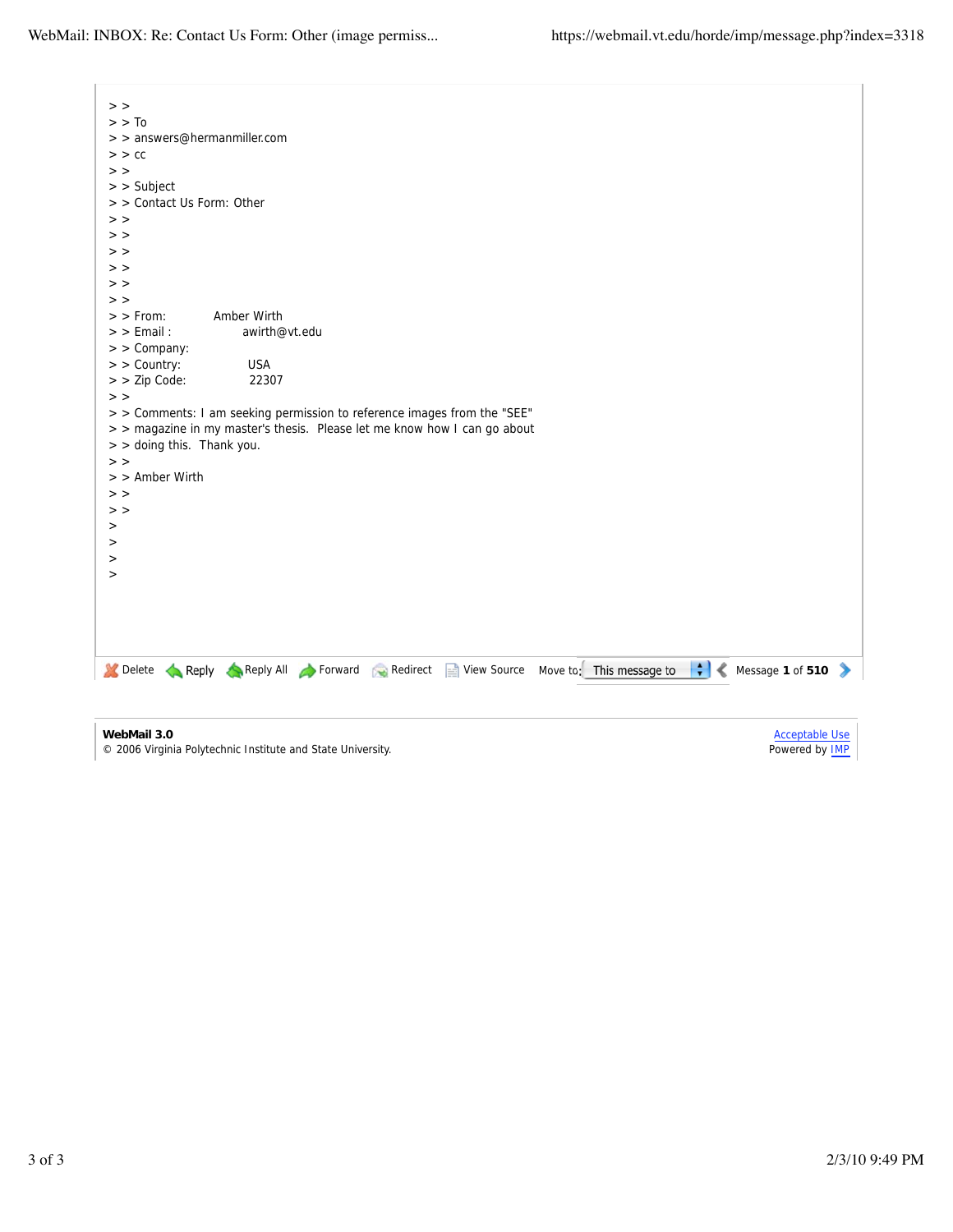> >
> > To
> > answers@hermanmiller.com
> > cc
> >
> > Subject
> > Contact Us Form: Other
> >
> >
> >
> >
> >
> >
> > From: Amber Wirth
> > Email : awirth@vt.edu
> > Company:
> > Country: USA
> > Zip Code: 22307
> >
> > Comments: I am seeking permission to reference images from the "SEE"
> > magazine in my master's thesis. Please let me know how I can go about
> > doing this. Thank you.
> >
> > Amber Wirth
> >
> >
>
>
>
>

Delete Reply Reply All Forward Redirect View Source Move to: This message to Message **1** of **510**

**WebMail 3.0**
© 2006 Virginia Polytechnic Institute and State University.

Acceptable Use
Powered by IMP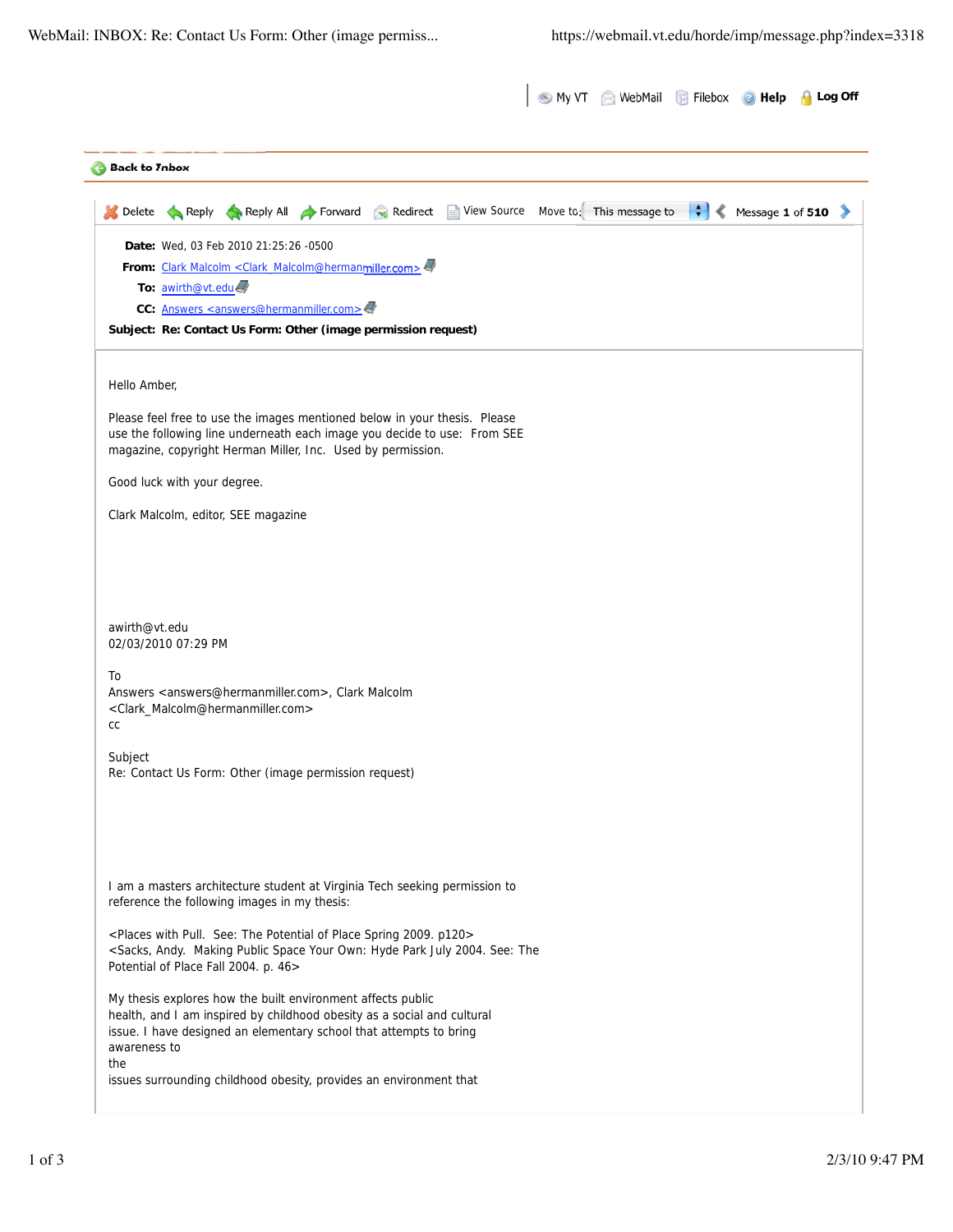**Date:** Wed, 03 Feb 2010 21:25:26 -0500
**From:** Clark Malcolm <Clark_Malcolm@hermanmiller.com>
**To:** awirth@vt.edu
**CC:** Answers <answers@hermanmiller.com>
**Subject: Re: Contact Us Form: Other (image permission request)**

Hello Amber,

Please feel free to use the images mentioned below in your thesis. Please use the following line underneath each image you decide to use: From SEE magazine, copyright Herman Miller, Inc. Used by permission.

Good luck with your degree.

Clark Malcolm, editor, SEE magazine

awirth@vt.edu
02/03/2010 07:29 PM

To
Answers <answers@hermanmiller.com>, Clark Malcolm <Clark_Malcolm@hermanmiller.com>
cc

Subject
Re: Contact Us Form: Other (image permission request)

I am a masters architecture student at Virginia Tech seeking permission to reference the following images in my thesis:

<Places with Pull. See: The Potential of Place Spring 2009. p120>
<Sacks, Andy. Making Public Space Your Own: Hyde Park July 2004. See: The Potential of Place Fall 2004. p. 46>

My thesis explores how the built environment affects public health, and I am inspired by childhood obesity as a social and cultural issue. I have designed an elementary school that attempts to bring awareness to the issues surrounding childhood obesity, provides an environment that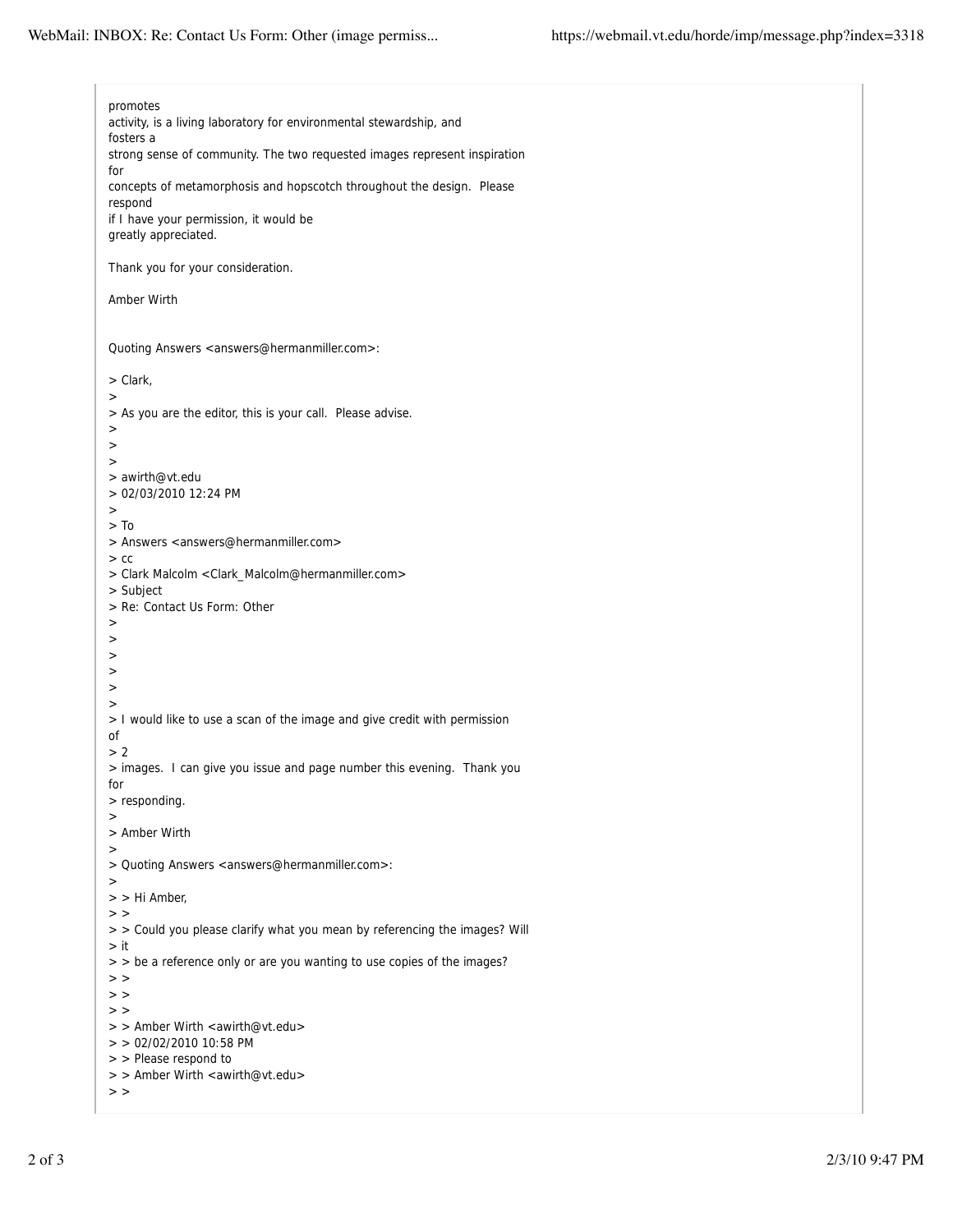promotes
activity, is a living laboratory for environmental stewardship, and
fosters a
strong sense of community. The two requested images represent inspiration
for
concepts of metamorphosis and hopscotch throughout the design. Please
respond
if I have your permission, it would be
greatly appreciated.

Thank you for your consideration.

Amber Wirth

Quoting Answers <answers@hermanmiller.com>:

> Clark,
>
> As you are the editor, this is your call. Please advise.
>
>
>
> awirth@vt.edu
> 02/03/2010 12:24 PM
>
> To
> Answers <answers@hermanmiller.com>
> cc
> Clark Malcolm <Clark_Malcolm@hermanmiller.com>
> Subject
> Re: Contact Us Form: Other
>
>
>
>
>
>
> I would like to use a scan of the image and give credit with permission
of
> 2
> images. I can give you issue and page number this evening. Thank you
for
> responding.
>
> Amber Wirth
>
> Quoting Answers <answers@hermanmiller.com>:
>
> > Hi Amber,
> >
> > Could you please clarify what you mean by referencing the images? Will
> it
> > be a reference only or are you wanting to use copies of the images?
> >
> >
> >
> > Amber Wirth <awirth@vt.edu>
> > 02/02/2010 10:58 PM
> > Please respond to
> > Amber Wirth <awirth@vt.edu>
> >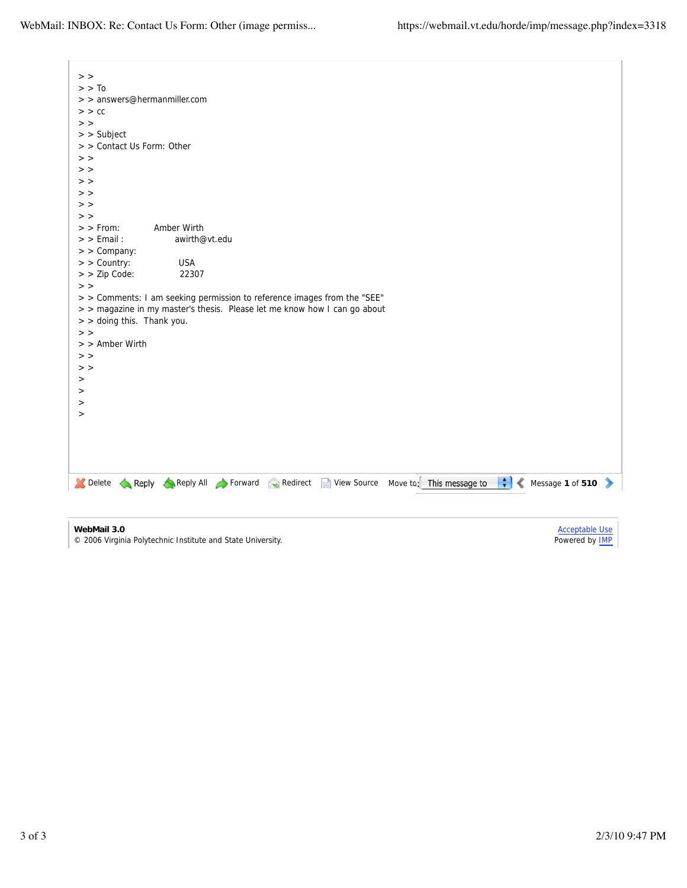> >
> > To
> > answers@hermanmiller.com
> > cc
> >
> > Subject
> > Contact Us Form: Other
> >
> >
> >
> >
> >
> >
> > From: Amber Wirth
> > Email : awirth@vt.edu
> > Company:
> > Country: USA
> > Zip Code: 22307
> >
> > Comments: I am seeking permission to reference images from the "SEE"
> > magazine in my master's thesis. Please let me know how I can go about
> > doing this. Thank you.
> >
> > Amber Wirth
> >
> >
>
>
>
>

Delete Reply Reply All Forward Redirect View Source Move to: This message to Message **1** of **510**

**WebMail 3.0**
© 2006 Virginia Polytechnic Institute and State University.

Acceptable Use
Powered by IMP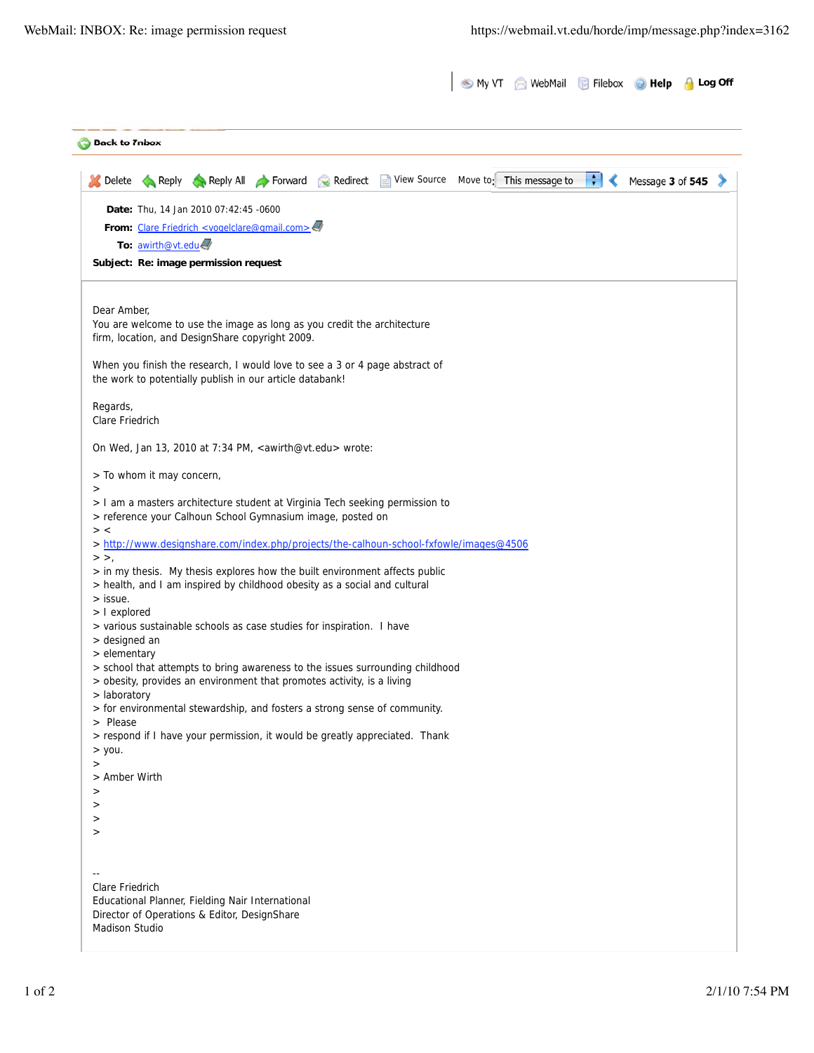Date: Thu, 14 Jan 2010 07:42:45 -0600
From: Clare Friedrich <vogelclare@gmail.com>
To: awirth@vt.edu
Subject: **Re: image permission request**

Dear Amber,
You are welcome to use the image as long as you credit the architecture firm, location, and DesignShare copyright 2009.

When you finish the research, I would love to see a 3 or 4 page abstract of the work to potentially publish in our article databank!

Regards,
Clare Friedrich

On Wed, Jan 13, 2010 at 7:34 PM, <awirth@vt.edu> wrote:

> To whom it may concern,
>
> I am a masters architecture student at Virginia Tech seeking permission to
> reference your Calhoun School Gymnasium image, posted on
> <
> http://www.designshare.com/index.php/projects/the-calhoun-school-fxfowle/images@4506
> >,
> in my thesis.  My thesis explores how the built environment affects public
> health, and I am inspired by childhood obesity as a social and cultural
> issue.
> I explored
> various sustainable schools as case studies for inspiration.  I have
> designed an
> elementary
> school that attempts to bring awareness to the issues surrounding childhood
> obesity, provides an environment that promotes activity, is a living
> laboratory
> for environmental stewardship, and fosters a strong sense of community.
>  Please
> respond if I have your permission, it would be greatly appreciated.  Thank
> you.
>
> Amber Wirth
>
>
>
>

--
Clare Friedrich
Educational Planner, Fielding Nair International
Director of Operations & Editor, DesignShare
Madison Studio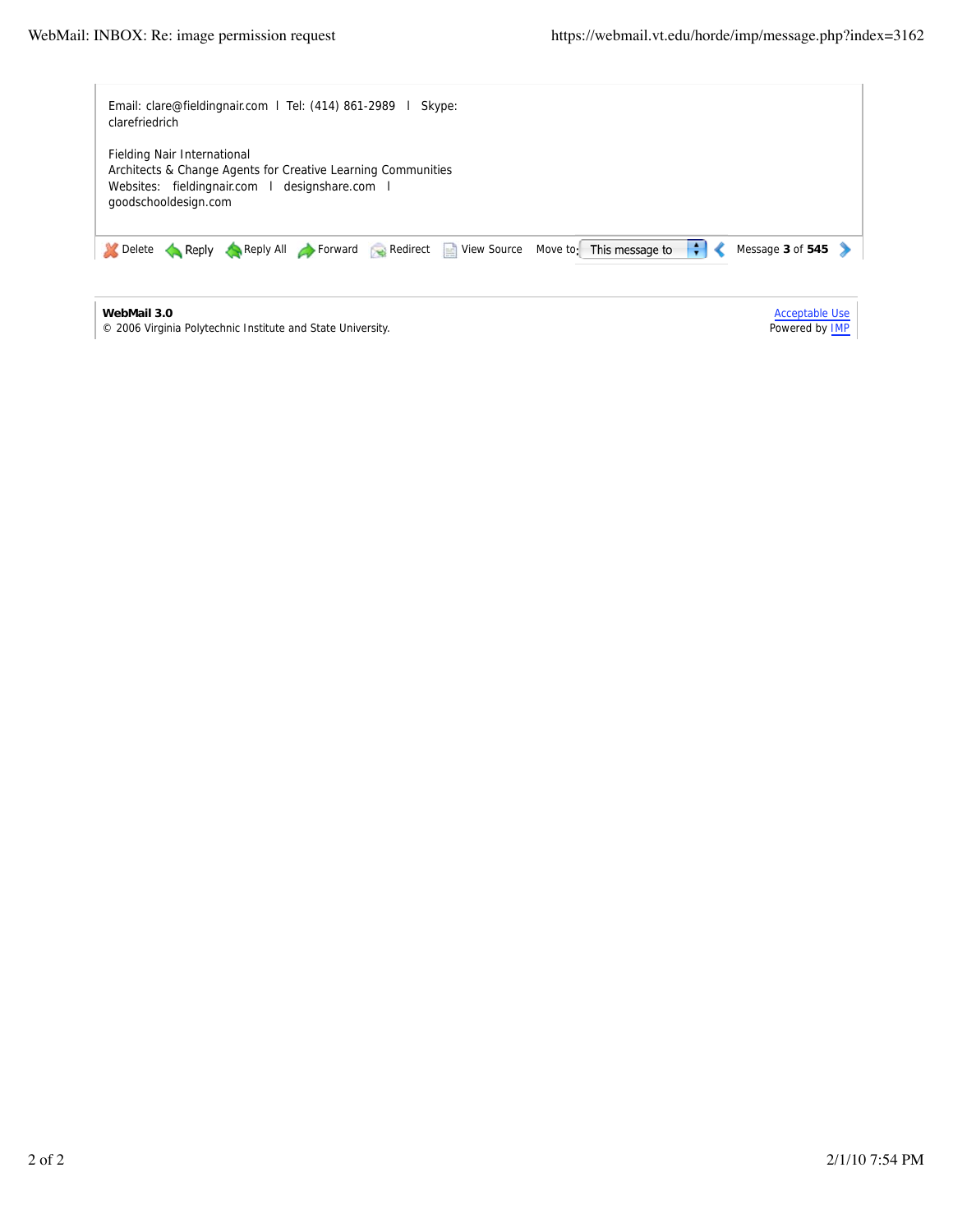Email: clare@fieldingnair.com | Tel: (414) 861-2989 | Skype: clarefriedrich

Fielding Nair International
Architects & Change Agents for Creative Learning Communities
Websites: fieldingnair.com | designshare.com | goodschooldesign.com

Delete Reply Reply All Forward Redirect View Source Move to: This message to Message **3** of **545**

**WebMail 3.0**
© 2006 Virginia Polytechnic Institute and State University.

Acceptable Use
Powered by IMP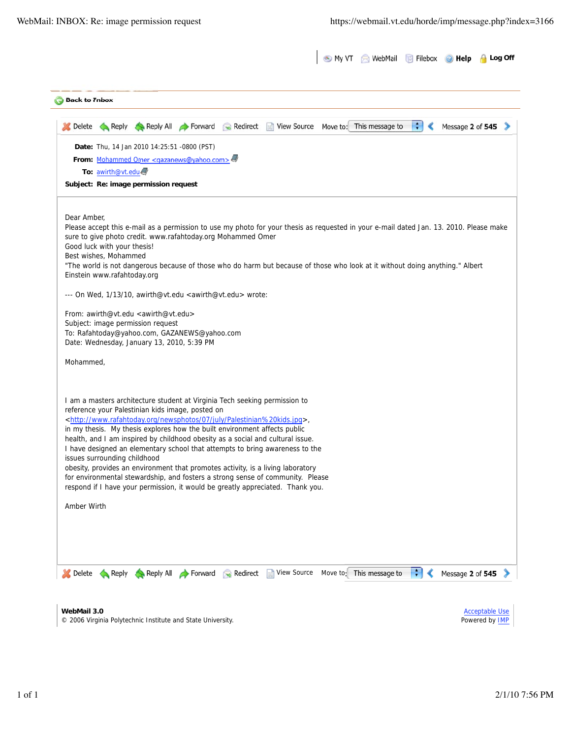WebMail: INBOX: Re: image permission request

https://webmail.vt.edu/horde/imp/message.php?index=3166

My VT | WebMail | Filebox | **Help** | **Log Off**

**Back to Inbox**

Delete | Reply | Reply All | Forward | Redirect | View Source | Move to: This message to | Message **2** of **545**

**Date:** Thu, 14 Jan 2010 14:25:51 -0800 (PST)
**From:** Mohammed Omer <gazanews@yahoo.com>
**To:** awirth@vt.edu
**Subject: Re: image permission request**

Dear Amber,
Please accept this e-mail as a permission to use my photo for your thesis as requested in your e-mail dated Jan. 13. 2010. Please make sure to give photo credit. www.rafahtoday.org Mohammed Omer
Good luck with your thesis!
Best wishes, Mohammed
"The world is not dangerous because of those who do harm but because of those who look at it without doing anything." Albert Einstein www.rafahtoday.org

--- On Wed, 1/13/10, awirth@vt.edu <awirth@vt.edu> wrote:

From: awirth@vt.edu <awirth@vt.edu>
Subject: image permission request
To: Rafahtoday@yahoo.com, GAZANEWS@yahoo.com
Date: Wednesday, January 13, 2010, 5:39 PM

Mohammed,

I am a masters architecture student at Virginia Tech seeking permission to reference your Palestinian kids image, posted on <http://www.rafahtoday.org/newsphotos/07/july/Palestinian%20kids.jpg>, in my thesis. My thesis explores how the built environment affects public health, and I am inspired by childhood obesity as a social and cultural issue. I have designed an elementary school that attempts to bring awareness to the issues surrounding childhood obesity, provides an environment that promotes activity, is a living laboratory for environmental stewardship, and fosters a strong sense of community. Please respond if I have your permission, it would be greatly appreciated. Thank you.

Amber Wirth

Delete | Reply | Reply All | Forward | Redirect | View Source | Move to: This message to | Message **2** of **545**

**WebMail 3.0**
© 2006 Virginia Polytechnic Institute and State University.

Acceptable Use
Powered by IMP

2/1/10 7:56 PM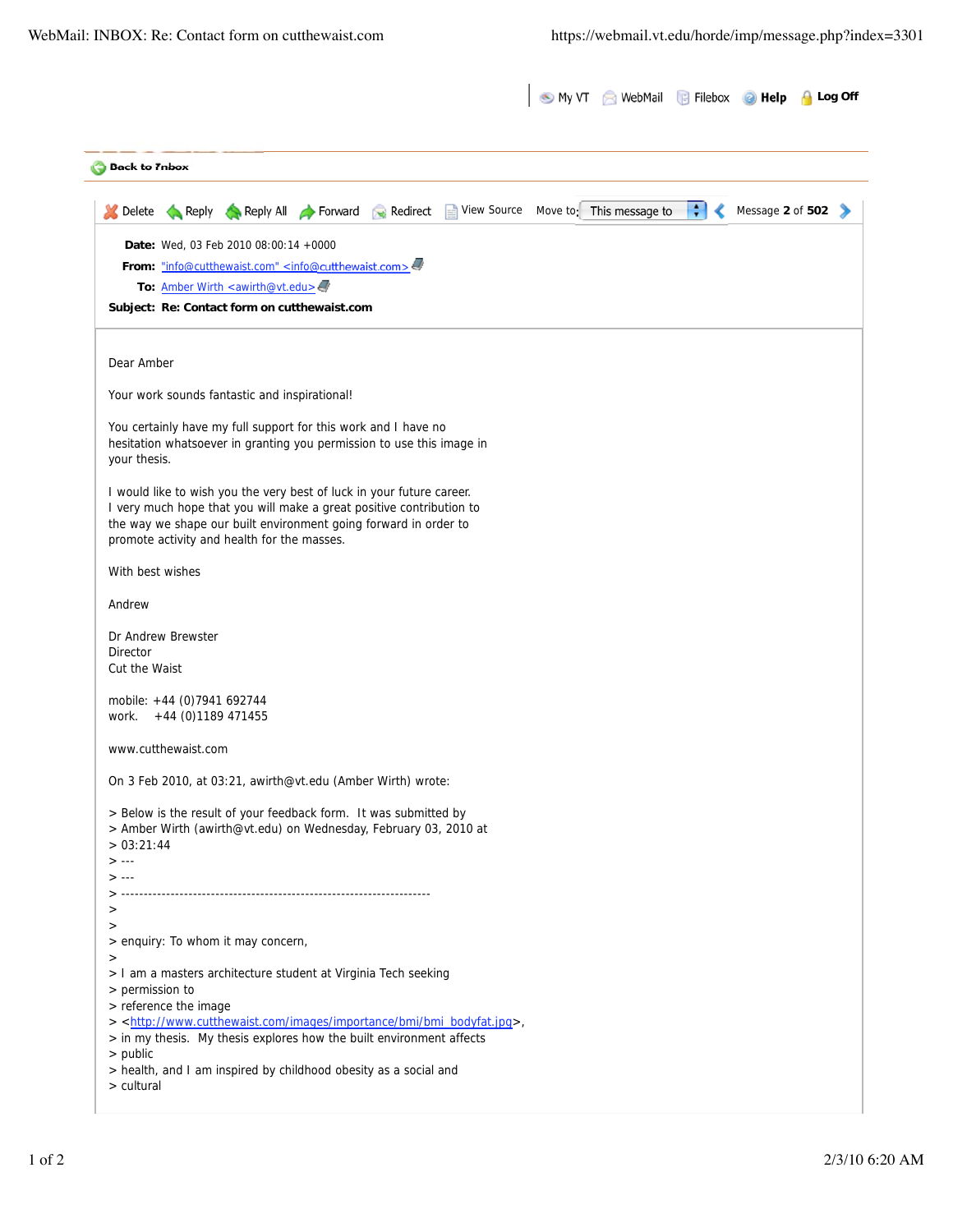WebMail: INBOX: Re: Contact form on cutthewaist.com https://webmail.vt.edu/horde/imp/message.php?index=3301

My VT WebMail Filebox **Help** **Log Off**

Back to Inbox

Delete Reply Reply All Forward Redirect View Source Move to: This message to Message **2** of **502**

**Date:** Wed, 03 Feb 2010 08:00:14 +0000
**From:** "info@cutthewaist.com" <info@cutthewaist.com>
**To:** Amber Wirth <awirth@vt.edu>
**Subject: Re: Contact form on cutthewaist.com**

Dear Amber

Your work sounds fantastic and inspirational!

You certainly have my full support for this work and I have no hesitation whatsoever in granting you permission to use this image in your thesis.

I would like to wish you the very best of luck in your future career.
I very much hope that you will make a great positive contribution to the way we shape our built environment going forward in order to promote activity and health for the masses.

With best wishes

Andrew

Dr Andrew Brewster
Director
Cut the Waist

mobile: +44 (0)7941 692744
work. +44 (0)1189 471455

www.cutthewaist.com

On 3 Feb 2010, at 03:21, awirth@vt.edu (Amber Wirth) wrote:

> Below is the result of your feedback form. It was submitted by
> Amber Wirth (awirth@vt.edu) on Wednesday, February 03, 2010 at
> 03:21:44
> ---
> ---
> ----------------------------------------------------------------------
>
>
> enquiry: To whom it may concern,
>
> I am a masters architecture student at Virginia Tech seeking
> permission to
> reference the image
> <http://www.cutthewaist.com/images/importance/bmi/bmi_bodyfat.jpg>,
> in my thesis. My thesis explores how the built environment affects
> public
> health, and I am inspired by childhood obesity as a social and
> cultural

2/3/10 6:20 AM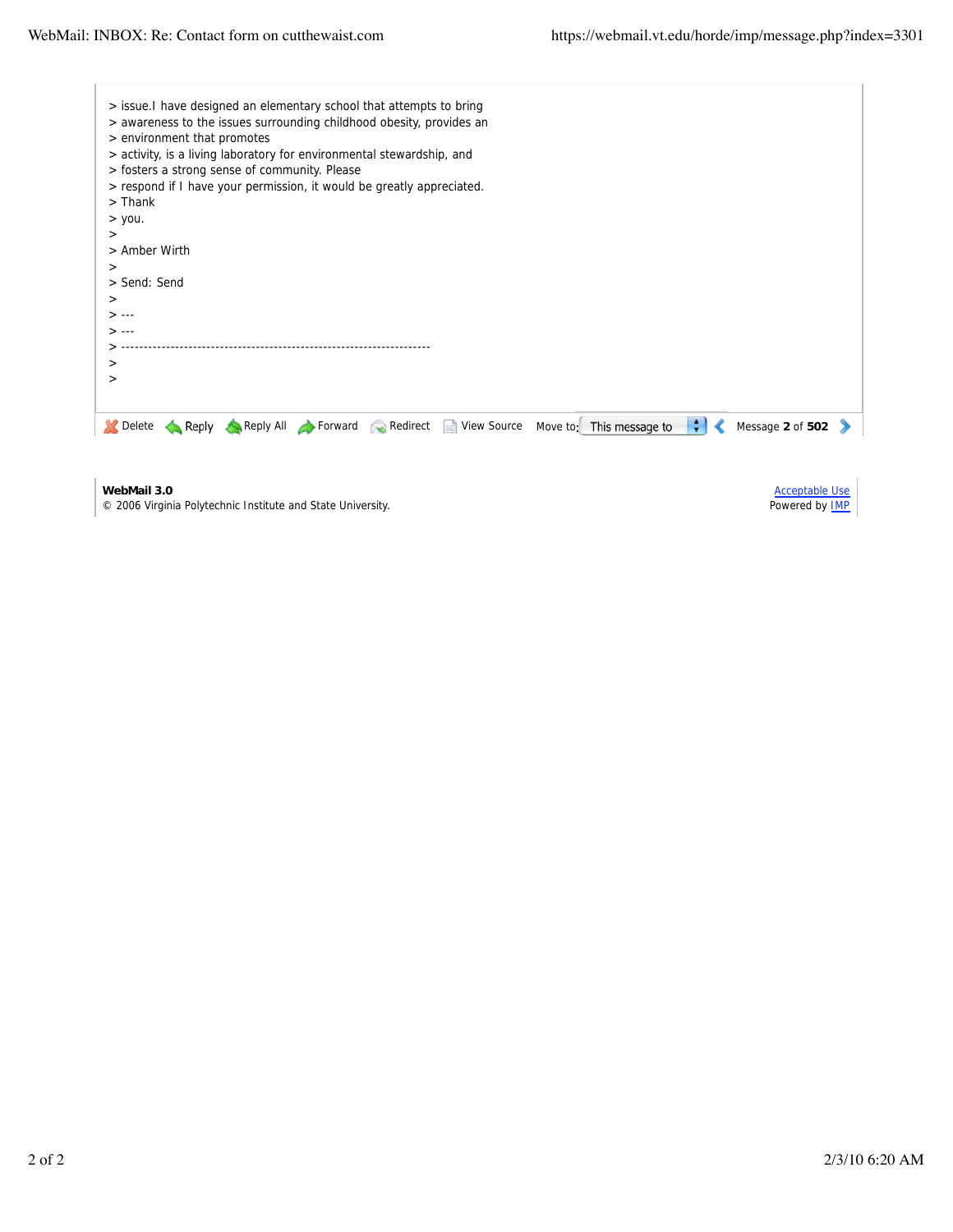> issue.I have designed an elementary school that attempts to bring
> awareness to the issues surrounding childhood obesity, provides an
> environment that promotes
> activity, is a living laboratory for environmental stewardship, and
> fosters a strong sense of community. Please
> respond if I have your permission, it would be greatly appreciated.
> Thank
> you.
>
> Amber Wirth
>
> Send: Send
>
> ---
> ---
> ----------------------------------------------------------------------
>
>

Delete | Reply | Reply All | Forward | Redirect | View Source | Move to: This message to | Message **2** of **502**

**WebMail 3.0**
© 2006 Virginia Polytechnic Institute and State University.

Acceptable Use
Powered by IMP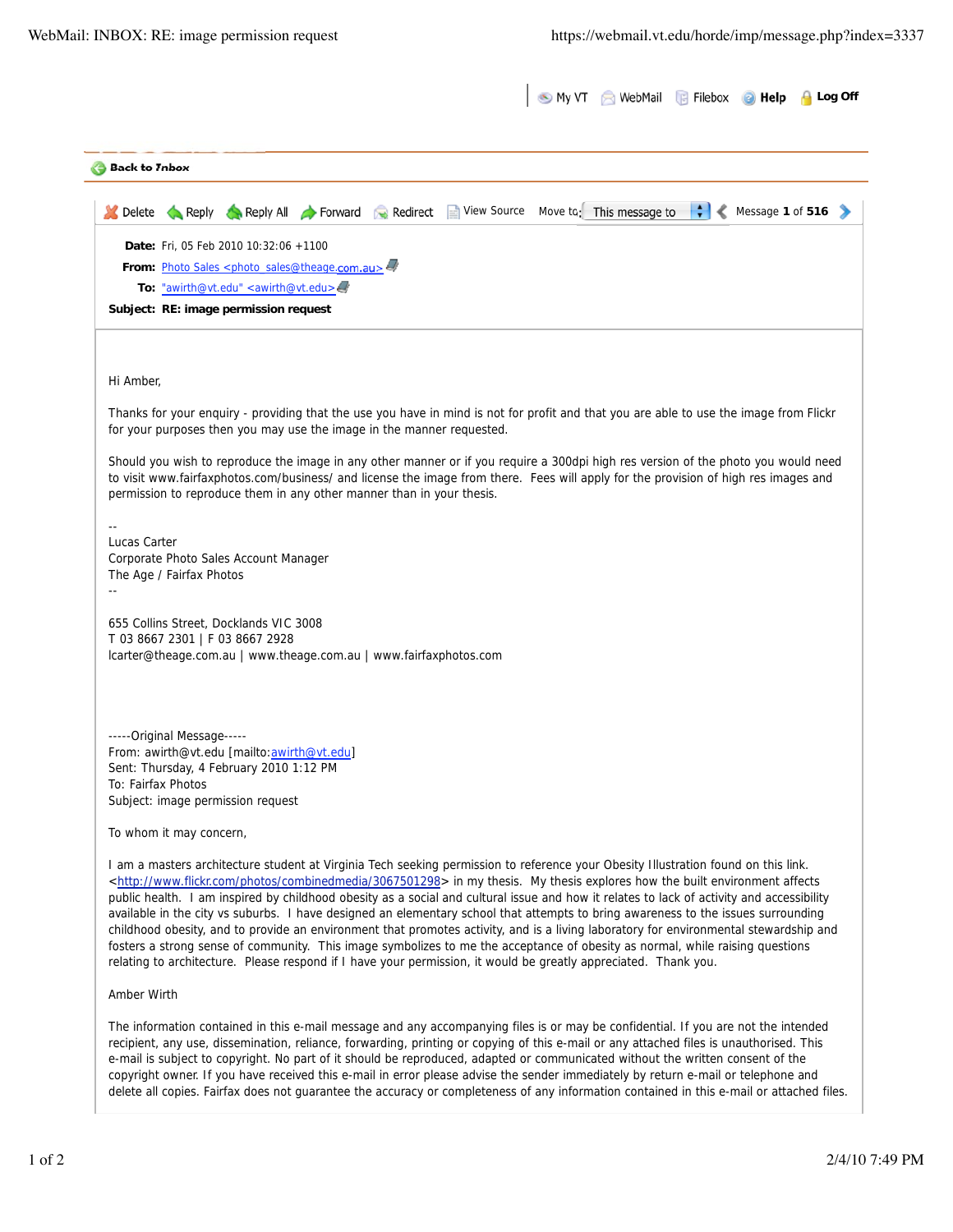**Date:** Fri, 05 Feb 2010 10:32:06 +1100

**From:** Photo Sales <photo_sales@theage.com.au>

**To:** "awirth@vt.edu" <awirth@vt.edu>

**Subject:** RE: image permission request

Hi Amber,

Thanks for your enquiry - providing that the use you have in mind is not for profit and that you are able to use the image from Flickr for your purposes then you may use the image in the manner requested.

Should you wish to reproduce the image in any other manner or if you require a 300dpi high res version of the photo you would need to visit www.fairfaxphotos.com/business/ and license the image from there. Fees will apply for the provision of high res images and permission to reproduce them in any other manner than in your thesis.

--
Lucas Carter
Corporate Photo Sales Account Manager
The Age / Fairfax Photos
--

655 Collins Street, Docklands VIC 3008
T 03 8667 2301 | F 03 8667 2928
lcarter@theage.com.au | www.theage.com.au | www.fairfaxphotos.com

-----Original Message-----
From: awirth@vt.edu [mailto:awirth@vt.edu]
Sent: Thursday, 4 February 2010 1:12 PM
To: Fairfax Photos
Subject: image permission request

To whom it may concern,

I am a masters architecture student at Virginia Tech seeking permission to reference your Obesity Illustration found on this link. <http://www.flickr.com/photos/combinedmedia/3067501298> in my thesis. My thesis explores how the built environment affects public health. I am inspired by childhood obesity as a social and cultural issue and how it relates to lack of activity and accessibility available in the city vs suburbs. I have designed an elementary school that attempts to bring awareness to the issues surrounding childhood obesity, and to provide an environment that promotes activity, and is a living laboratory for environmental stewardship and fosters a strong sense of community. This image symbolizes to me the acceptance of obesity as normal, while raising questions relating to architecture. Please respond if I have your permission, it would be greatly appreciated. Thank you.

Amber Wirth

The information contained in this e-mail message and any accompanying files is or may be confidential. If you are not the intended recipient, any use, dissemination, reliance, forwarding, printing or copying of this e-mail or any attached files is unauthorised. This e-mail is subject to copyright. No part of it should be reproduced, adapted or communicated without the written consent of the copyright owner. If you have received this e-mail in error please advise the sender immediately by return e-mail or telephone and delete all copies. Fairfax does not guarantee the accuracy or completeness of any information contained in this e-mail or attached files.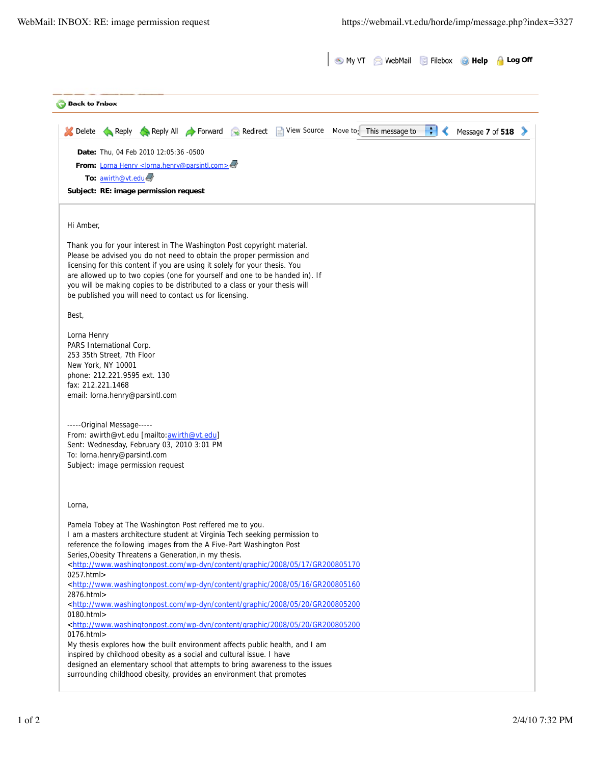WebMail: INBOX: RE: image permission request

My VT | WebMail | Filebox | Help | Log Off

Back to Inbox

Delete | Reply | Reply All | Forward | Redirect | View Source | Move to: This message to | Message 7 of 518

**Date:** Thu, 04 Feb 2010 12:05:36 -0500
**From:** Lorna Henry <lorna.henry@parsintl.com>
**To:** awirth@vt.edu
**Subject:** RE: image permission request

Hi Amber,

Thank you for your interest in The Washington Post copyright material.
Please be advised you do not need to obtain the proper permission and
licensing for this content if you are using it solely for your thesis. You
are allowed up to two copies (one for yourself and one to be handed in). If
you will be making copies to be distributed to a class or your thesis will
be published you will need to contact us for licensing.

Best,

Lorna Henry
PARS International Corp.
253 35th Street, 7th Floor
New York, NY 10001
phone: 212.221.9595 ext. 130
fax: 212.221.1468
email: lorna.henry@parsintl.com

-----Original Message-----
From: awirth@vt.edu [mailto:awirth@vt.edu]
Sent: Wednesday, February 03, 2010 3:01 PM
To: lorna.henry@parsintl.com
Subject: image permission request

Lorna,

Pamela Tobey at The Washington Post reffered me to you.
I am a masters architecture student at Virginia Tech seeking permission to
reference the following images from the A Five-Part Washington Post
Series,Obesity Threatens a Generation,in my thesis.
<http://www.washingtonpost.com/wp-dyn/content/graphic/2008/05/17/GR200805170
0257.html>
<http://www.washingtonpost.com/wp-dyn/content/graphic/2008/05/16/GR200805160
2876.html>
<http://www.washingtonpost.com/wp-dyn/content/graphic/2008/05/20/GR200805200
0180.html>
<http://www.washingtonpost.com/wp-dyn/content/graphic/2008/05/20/GR200805200
0176.html>
My thesis explores how the built environment affects public health, and I am
inspired by childhood obesity as a social and cultural issue. I have
designed an elementary school that attempts to bring awareness to the issues
surrounding childhood obesity, provides an environment that promotes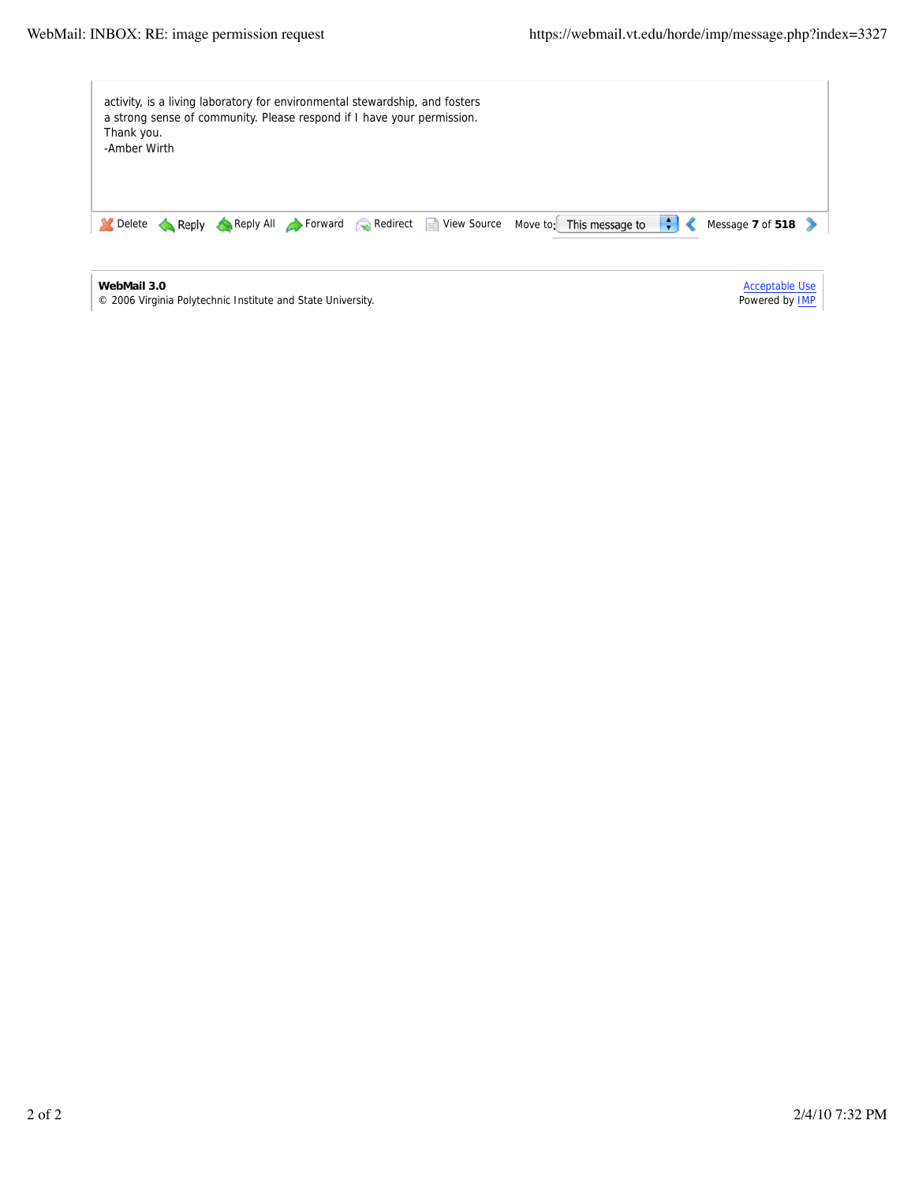activity, is a living laboratory for environmental stewardship, and fosters a strong sense of community. Please respond if I have your permission.

Thank you.

-Amber Wirth

Delete | Reply | Reply All | Forward | Redirect | View Source | Move to: This message to | Message **7** of **518**

**WebMail 3.0**
© 2006 Virginia Polytechnic Institute and State University.

Acceptable Use
Powered by IMP